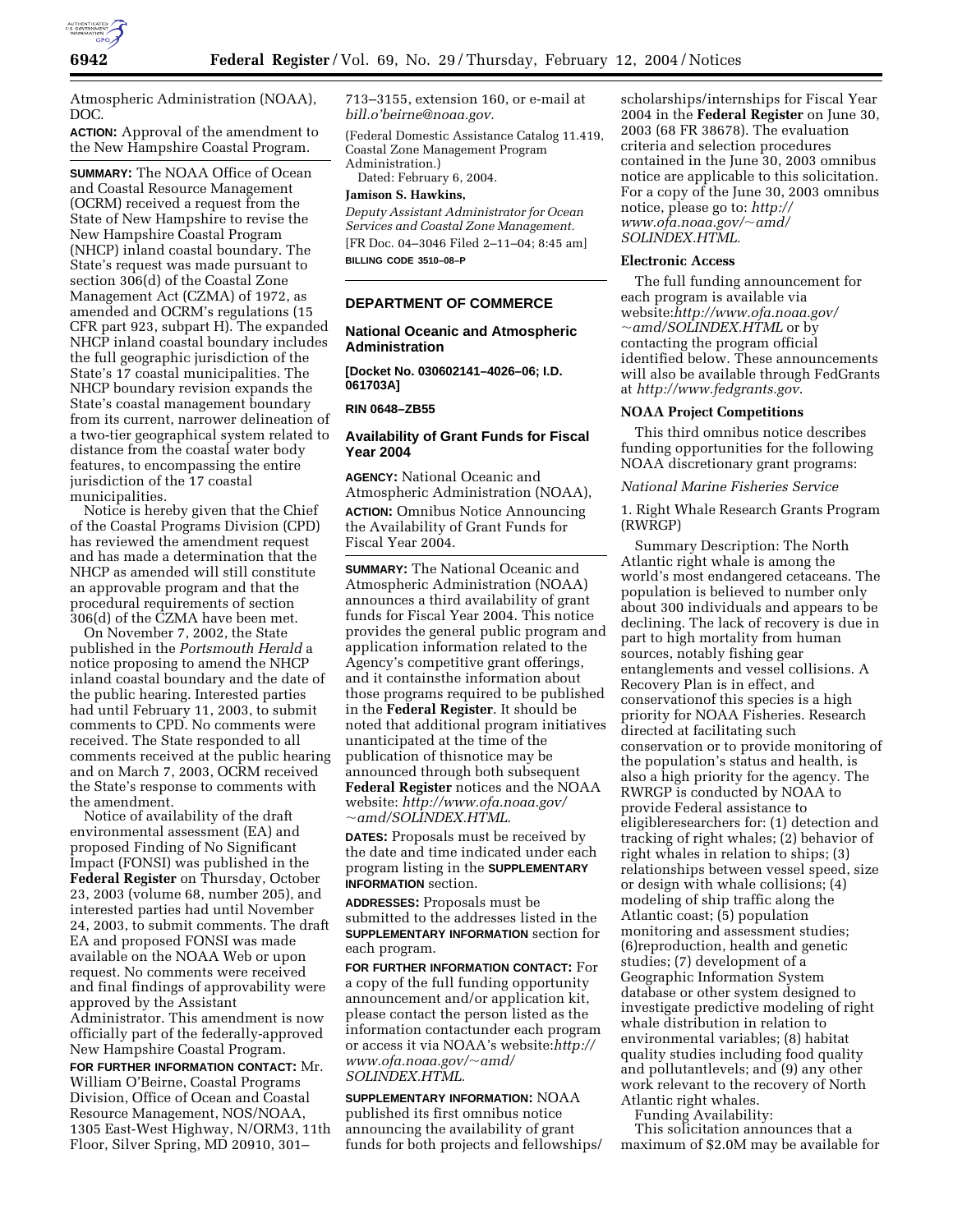Atmospheric Administration (NOAA), DOC.

**ACTION:** Approval of the amendment to the New Hampshire Coastal Program.

**SUMMARY:** The NOAA Office of Ocean and Coastal Resource Management (OCRM) received a request from the State of New Hampshire to revise the New Hampshire Coastal Program (NHCP) inland coastal boundary. The State's request was made pursuant to section 306(d) of the Coastal Zone Management Act (CZMA) of 1972, as amended and OCRM's regulations (15 CFR part 923, subpart H). The expanded NHCP inland coastal boundary includes the full geographic jurisdiction of the State's 17 coastal municipalities. The NHCP boundary revision expands the State's coastal management boundary from its current, narrower delineation of a two-tier geographical system related to distance from the coastal water body features, to encompassing the entire jurisdiction of the 17 coastal municipalities.

Notice is hereby given that the Chief of the Coastal Programs Division (CPD) has reviewed the amendment request and has made a determination that the NHCP as amended will still constitute an approvable program and that the procedural requirements of section 306(d) of the CZMA have been met.

On November 7, 2002, the State published in the *Portsmouth Herald* a notice proposing to amend the NHCP inland coastal boundary and the date of the public hearing. Interested parties had until February 11, 2003, to submit comments to CPD. No comments were received. The State responded to all comments received at the public hearing and on March 7, 2003, OCRM received the State's response to comments with the amendment.

Notice of availability of the draft environmental assessment (EA) and proposed Finding of No Significant Impact (FONSI) was published in the **Federal Register** on Thursday, October 23, 2003 (volume 68, number 205), and interested parties had until November 24, 2003, to submit comments. The draft EA and proposed FONSI was made available on the NOAA Web or upon request. No comments were received and final findings of approvability were approved by the Assistant Administrator. This amendment is now officially part of the federally-approved New Hampshire Coastal Program.

**FOR FURTHER INFORMATION CONTACT:** Mr. William O'Beirne, Coastal Programs Division, Office of Ocean and Coastal Resource Management, NOS/NOAA, 1305 East-West Highway, N/ORM3, 11th Floor, Silver Spring, MD 20910, 301–713–3155, extension 160, or e-mail at *bill.o'beirne@noaa.gov.*

(Federal Domestic Assistance Catalog 11.419, Coastal Zone Management Program Administration.)

Dated: February 6, 2004.

**Jamison S. Hawkins,**

*Deputy Assistant Administrator for Ocean Services and Coastal Zone Management.*

[FR Doc. 04–3046 Filed 2–11–04; 8:45 am]

**BILLING CODE 3510–08–P**

---

## DEPARTMENT OF COMMERCE

### National Oceanic and Atmospheric Administration

**[Docket No. 030602141–4026–06; I.D. 061703A]**

**RIN 0648–ZB55**

### Availability of Grant Funds for Fiscal Year 2004

**AGENCY:** National Oceanic and Atmospheric Administration (NOAA),

**ACTION:** Omnibus Notice Announcing the Availability of Grant Funds for Fiscal Year 2004.

**SUMMARY:** The National Oceanic and Atmospheric Administration (NOAA) announces a third availability of grant funds for Fiscal Year 2004. This notice provides the general public program and application information related to the Agency's competitive grant offerings, and it containsthe information about those programs required to be published in the **Federal Register**. It should be noted that additional program initiatives unanticipated at the time of the publication of thisnotice may be announced through both subsequent **Federal Register** notices and the NOAA website: *http://www.ofa.noaa.gov/~amd/SOLINDEX.HTML.*

**DATES:** Proposals must be received by the date and time indicated under each program listing in the **SUPPLEMENTARY INFORMATION** section.

**ADDRESSES:** Proposals must be submitted to the addresses listed in the **SUPPLEMENTARY INFORMATION** section for each program.

**FOR FURTHER INFORMATION CONTACT:** For a copy of the full funding opportunity announcement and/or application kit, please contact the person listed as the information contactunder each program or access it via NOAA's website:*http://www.ofa.noaa.gov/~amd/SOLINDEX.HTML.*

**SUPPLEMENTARY INFORMATION:** NOAA published its first omnibus notice announcing the availability of grant funds for both projects and fellowships/scholarships/internships for Fiscal Year 2004 in the **Federal Register** on June 30, 2003 (68 FR 38678). The evaluation criteria and selection procedures contained in the June 30, 2003 omnibus notice are applicable to this solicitation. For a copy of the June 30, 2003 omnibus notice, please go to: *http://www.ofa.noaa.gov/~amd/SOLINDEX.HTML.*

#### Electronic Access

The full funding announcement for each program is available via website:*http://www.ofa.noaa.gov/~amd/SOLINDEX.HTML* or by contacting the program official identified below. These announcements will also be available through FedGrants at *http://www.fedgrants.gov*.

#### NOAA Project Competitions

This third omnibus notice describes funding opportunities for the following NOAA discretionary grant programs:

*National Marine Fisheries Service*

1. Right Whale Research Grants Program (RWRGP)

Summary Description: The North Atlantic right whale is among the world's most endangered cetaceans. The population is believed to number only about 300 individuals and appears to be declining. The lack of recovery is due in part to high mortality from human sources, notably fishing gear entanglements and vessel collisions. A Recovery Plan is in effect, and conservationof this species is a high priority for NOAA Fisheries. Research directed at facilitating such conservation or to provide monitoring of the population's status and health, is also a high priority for the agency. The RWRGP is conducted by NOAA to provide Federal assistance to eligibleresearchers for: (1) detection and tracking of right whales; (2) behavior of right whales in relation to ships; (3) relationships between vessel speed, size or design with whale collisions; (4) modeling of ship traffic along the Atlantic coast; (5) population monitoring and assessment studies; (6)reproduction, health and genetic studies; (7) development of a Geographic Information System database or other system designed to investigate predictive modeling of right whale distribution in relation to environmental variables; (8) habitat quality studies including food quality and pollutantlevels; and (9) any other work relevant to the recovery of North Atlantic right whales.

Funding Availability:

This solicitation announces that a maximum of $2.0M may be available for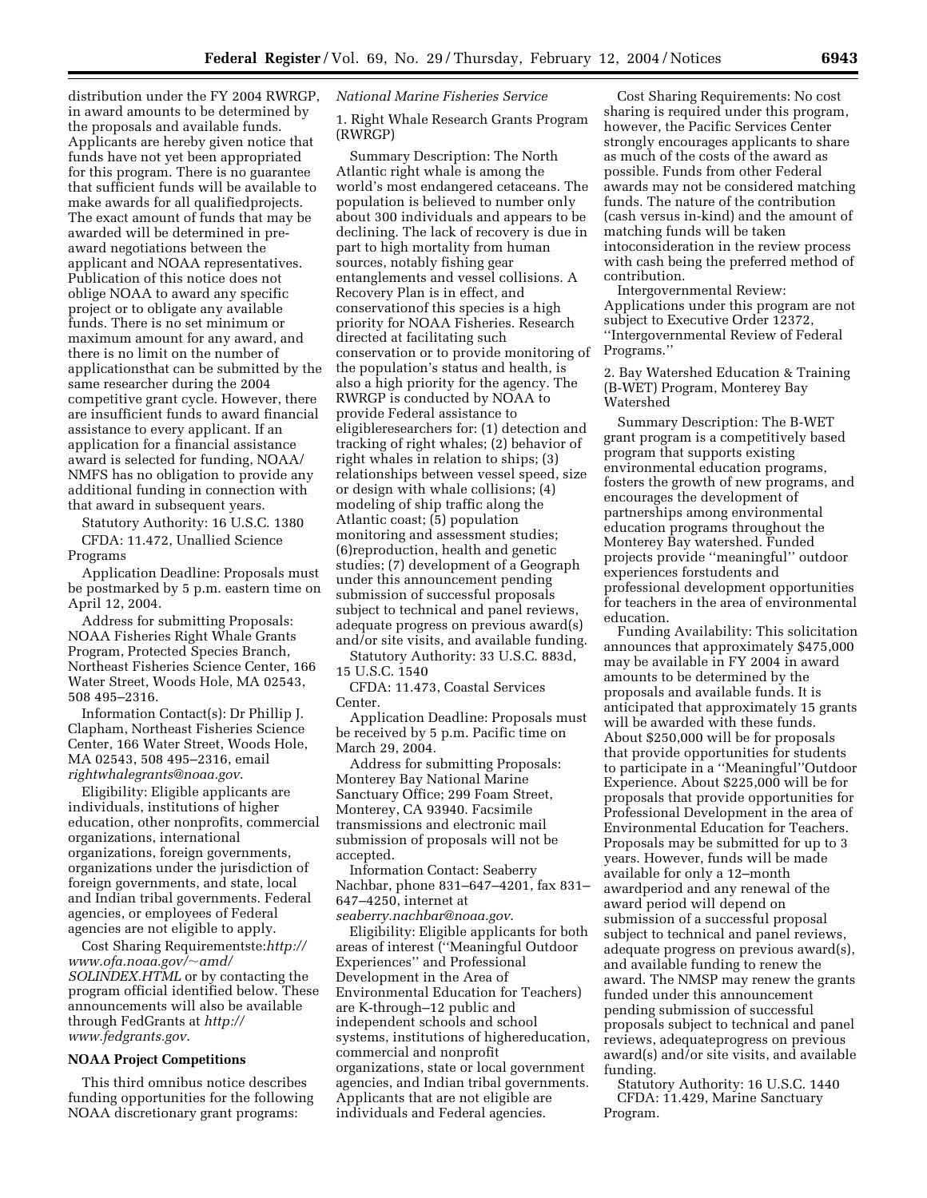distribution under the FY 2004 RWRGP, in award amounts to be determined by the proposals and available funds. Applicants are hereby given notice that funds have not yet been appropriated for this program. There is no guarantee that sufficient funds will be available to make awards for all qualifiedprojects. The exact amount of funds that may be awarded will be determined in pre-award negotiations between the applicant and NOAA representatives. Publication of this notice does not oblige NOAA to award any specific project or to obligate any available funds. There is no set minimum or maximum amount for any award, and there is no limit on the number of applicationsthat can be submitted by the same researcher during the 2004 competitive grant cycle. However, there are insufficient funds to award financial assistance to every applicant. If an application for a financial assistance award is selected for funding, NOAA/NMFS has no obligation to provide any additional funding in connection with that award in subsequent years.

Statutory Authority: 16 U.S.C. 1380

CFDA: 11.472, Unallied Science Programs

Application Deadline: Proposals must be postmarked by 5 p.m. eastern time on April 12, 2004.

Address for submitting Proposals: NOAA Fisheries Right Whale Grants Program, Protected Species Branch, Northeast Fisheries Science Center, 166 Water Street, Woods Hole, MA 02543, 508 495–2316.

Information Contact(s): Dr Phillip J. Clapham, Northeast Fisheries Science Center, 166 Water Street, Woods Hole, MA 02543, 508 495–2316, email *rightwhalegrants@noaa.gov*.

Eligibility: Eligible applicants are individuals, institutions of higher education, other nonprofits, commercial organizations, international organizations, foreign governments, organizations under the jurisdiction of foreign governments, and state, local and Indian tribal governments. Federal agencies, or employees of Federal agencies are not eligible to apply.

Cost Sharing Requirementste:*http://www.ofa.noaa.gov/~amd/SOLINDEX.HTML* or by contacting the program official identified below. These announcements will also be available through FedGrants at *http://www.fedgrants.gov*.

**NOAA Project Competitions**

This third omnibus notice describes funding opportunities for the following NOAA discretionary grant programs:

*National Marine Fisheries Service*

1. Right Whale Research Grants Program (RWRGP)

Summary Description: The North Atlantic right whale is among the world's most endangered cetaceans. The population is believed to number only about 300 individuals and appears to be declining. The lack of recovery is due in part to high mortality from human sources, notably fishing gear entanglements and vessel collisions. A Recovery Plan is in effect, and conservationof this species is a high priority for NOAA Fisheries. Research directed at facilitating such conservation or to provide monitoring of the population's status and health, is also a high priority for the agency. The RWRGP is conducted by NOAA to provide Federal assistance to eligibleresearchers for: (1) detection and tracking of right whales; (2) behavior of right whales in relation to ships; (3) relationships between vessel speed, size or design with whale collisions; (4) modeling of ship traffic along the Atlantic coast; (5) population monitoring and assessment studies; (6)reproduction, health and genetic studies; (7) development of a Geograph under this announcement pending submission of successful proposals subject to technical and panel reviews, adequate progress on previous award(s) and/or site visits, and available funding.

Statutory Authority: 33 U.S.C. 883d, 15 U.S.C. 1540

CFDA: 11.473, Coastal Services Center.

Application Deadline: Proposals must be received by 5 p.m. Pacific time on March 29, 2004.

Address for submitting Proposals: Monterey Bay National Marine Sanctuary Office; 299 Foam Street, Monterey, CA 93940. Facsimile transmissions and electronic mail submission of proposals will not be accepted.

Information Contact: Seaberry Nachbar, phone 831–647–4201, fax 831–647–4250, internet at *seaberry.nachbar@noaa.gov*.

Eligibility: Eligible applicants for both areas of interest (''Meaningful Outdoor Experiences'' and Professional Development in the Area of Environmental Education for Teachers) are K-through–12 public and independent schools and school systems, institutions of highereducation, commercial and nonprofit organizations, state or local government agencies, and Indian tribal governments. Applicants that are not eligible are individuals and Federal agencies.

Cost Sharing Requirements: No cost sharing is required under this program, however, the Pacific Services Center strongly encourages applicants to share as much of the costs of the award as possible. Funds from other Federal awards may not be considered matching funds. The nature of the contribution (cash versus in-kind) and the amount of matching funds will be taken intoconsideration in the review process with cash being the preferred method of contribution.

Intergovernmental Review: Applications under this program are not subject to Executive Order 12372, ''Intergovernmental Review of Federal Programs.''

2. Bay Watershed Education & Training (B-WET) Program, Monterey Bay Watershed

Summary Description: The B-WET grant program is a competitively based program that supports existing environmental education programs, fosters the growth of new programs, and encourages the development of partnerships among environmental education programs throughout the Monterey Bay watershed. Funded projects provide ''meaningful'' outdoor experiences forstudents and professional development opportunities for teachers in the area of environmental education.

Funding Availability: This solicitation announces that approximately $475,000 may be available in FY 2004 in award amounts to be determined by the proposals and available funds. It is anticipated that approximately 15 grants will be awarded with these funds. About $250,000 will be for proposals that provide opportunities for students to participate in a ''Meaningful''Outdoor Experience. About $225,000 will be for proposals that provide opportunities for Professional Development in the area of Environmental Education for Teachers. Proposals may be submitted for up to 3 years. However, funds will be made available for only a 12–month awardperiod and any renewal of the award period will depend on submission of a successful proposal subject to technical and panel reviews, adequate progress on previous award(s), and available funding to renew the award. The NMSP may renew the grants funded under this announcement pending submission of successful proposals subject to technical and panel reviews, adequateprogress on previous award(s) and/or site visits, and available funding.

Statutory Authority: 16 U.S.C. 1440

CFDA: 11.429, Marine Sanctuary Program.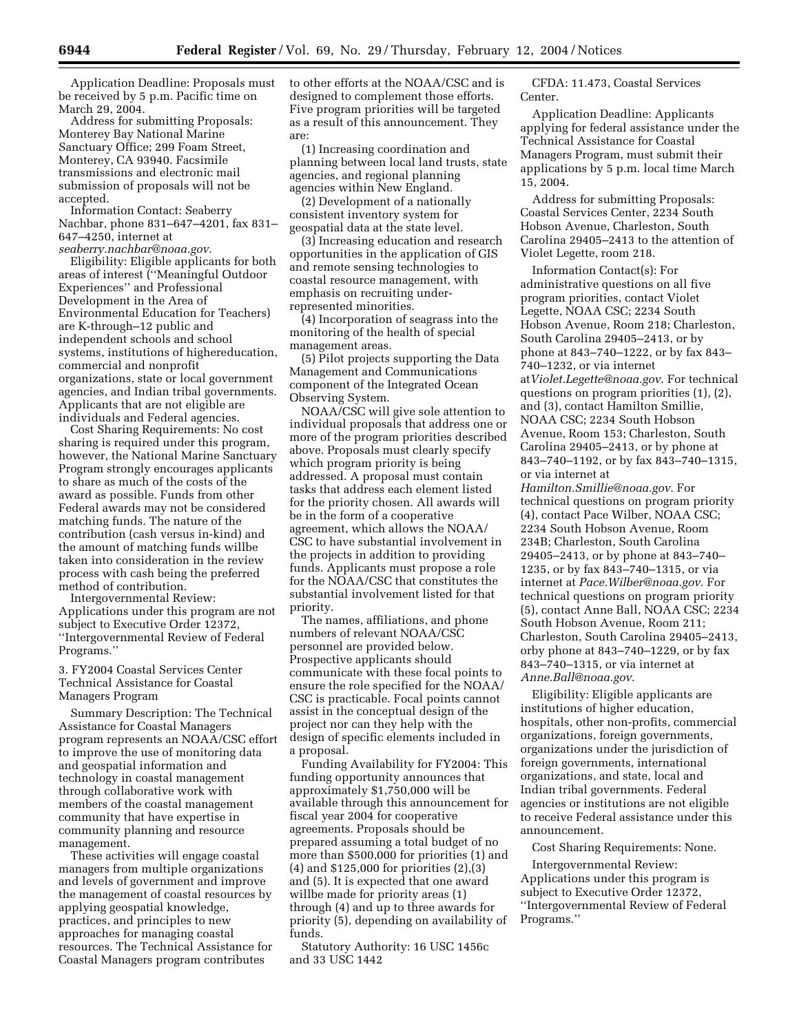Application Deadline: Proposals must be received by 5 p.m. Pacific time on March 29, 2004.

Address for submitting Proposals: Monterey Bay National Marine Sanctuary Office; 299 Foam Street, Monterey, CA 93940. Facsimile transmissions and electronic mail submission of proposals will not be accepted.

Information Contact: Seaberry Nachbar, phone 831–647–4201, fax 831–647–4250, internet at *seaberry.nachbar@noaa.gov*.

Eligibility: Eligible applicants for both areas of interest (''Meaningful Outdoor Experiences'' and Professional Development in the Area of Environmental Education for Teachers) are K-through–12 public and independent schools and school systems, institutions of highereducation, commercial and nonprofit organizations, state or local government agencies, and Indian tribal governments. Applicants that are not eligible are individuals and Federal agencies.

Cost Sharing Requirements: No cost sharing is required under this program, however, the National Marine Sanctuary Program strongly encourages applicants to share as much of the costs of the award as possible. Funds from other Federal awards may not be considered matching funds. The nature of the contribution (cash versus in-kind) and the amount of matching funds willbe taken into consideration in the review process with cash being the preferred method of contribution.

Intergovernmental Review: Applications under this program are not subject to Executive Order 12372, ''Intergovernmental Review of Federal Programs.''

3. FY2004 Coastal Services Center Technical Assistance for Coastal Managers Program

Summary Description: The Technical Assistance for Coastal Managers program represents an NOAA/CSC effort to improve the use of monitoring data and geospatial information and technology in coastal management through collaborative work with members of the coastal management community that have expertise in community planning and resource management.

These activities will engage coastal managers from multiple organizations and levels of government and improve the management of coastal resources by applying geospatial knowledge, practices, and principles to new approaches for managing coastal resources. The Technical Assistance for Coastal Managers program contributes to other efforts at the NOAA/CSC and is designed to complement those efforts. Five program priorities will be targeted as a result of this announcement. They are:

(1) Increasing coordination and planning between local land trusts, state agencies, and regional planning agencies within New England.

(2) Development of a nationally consistent inventory system for geospatial data at the state level.

(3) Increasing education and research opportunities in the application of GIS and remote sensing technologies to coastal resource management, with emphasis on recruiting under-represented minorities.

(4) Incorporation of seagrass into the monitoring of the health of special management areas.

(5) Pilot projects supporting the Data Management and Communications component of the Integrated Ocean Observing System.

NOAA/CSC will give sole attention to individual proposals that address one or more of the program priorities described above. Proposals must clearly specify which program priority is being addressed. A proposal must contain tasks that address each element listed for the priority chosen. All awards will be in the form of a cooperative agreement, which allows the NOAA/CSC to have substantial involvement in the projects in addition to providing funds. Applicants must propose a role for the NOAA/CSC that constitutes the substantial involvement listed for that priority.

The names, affiliations, and phone numbers of relevant NOAA/CSC personnel are provided below. Prospective applicants should communicate with these focal points to ensure the role specified for the NOAA/CSC is practicable. Focal points cannot assist in the conceptual design of the project nor can they help with the design of specific elements included in a proposal.

Funding Availability for FY2004: This funding opportunity announces that approximately $1,750,000 will be available through this announcement for fiscal year 2004 for cooperative agreements. Proposals should be prepared assuming a total budget of no more than $500,000 for priorities (1) and (4) and $125,000 for priorities (2),(3) and (5). It is expected that one award willbe made for priority areas (1) through (4) and up to three awards for priority (5), depending on availability of funds.

Statutory Authority: 16 USC 1456c and 33 USC 1442

CFDA: 11.473, Coastal Services Center.

Application Deadline: Applicants applying for federal assistance under the Technical Assistance for Coastal Managers Program, must submit their applications by 5 p.m. local time March 15, 2004.

Address for submitting Proposals: Coastal Services Center, 2234 South Hobson Avenue, Charleston, South Carolina 29405–2413 to the attention of Violet Legette, room 218.

Information Contact(s): For administrative questions on all five program priorities, contact Violet Legette, NOAA CSC; 2234 South Hobson Avenue, Room 218; Charleston, South Carolina 29405–2413, or by phone at 843–740–1222, or by fax 843–740–1232, or via internet at*Violet.Legette@noaa.gov*. For technical questions on program priorities (1), (2), and (3), contact Hamilton Smillie, NOAA CSC; 2234 South Hobson Avenue, Room 153; Charleston, South Carolina 29405–2413, or by phone at 843–740–1192, or by fax 843–740–1315, or via internet at *Hamilton.Smillie@noaa.gov*. For technical questions on program priority (4), contact Pace Wilber, NOAA CSC; 2234 South Hobson Avenue, Room 234B; Charleston, South Carolina 29405–2413, or by phone at 843–740–1235, or by fax 843–740–1315, or via internet at *Pace.Wilber@noaa.gov*. For technical questions on program priority (5), contact Anne Ball, NOAA CSC; 2234 South Hobson Avenue, Room 211; Charleston, South Carolina 29405–2413, orby phone at 843–740–1229, or by fax 843–740–1315, or via internet at *Anne.Ball@noaa.gov*.

Eligibility: Eligible applicants are institutions of higher education, hospitals, other non-profits, commercial organizations, foreign governments, organizations under the jurisdiction of foreign governments, international organizations, and state, local and Indian tribal governments. Federal agencies or institutions are not eligible to receive Federal assistance under this announcement.

Cost Sharing Requirements: None.

Intergovernmental Review: Applications under this program is subject to Executive Order 12372, ''Intergovernmental Review of Federal Programs.''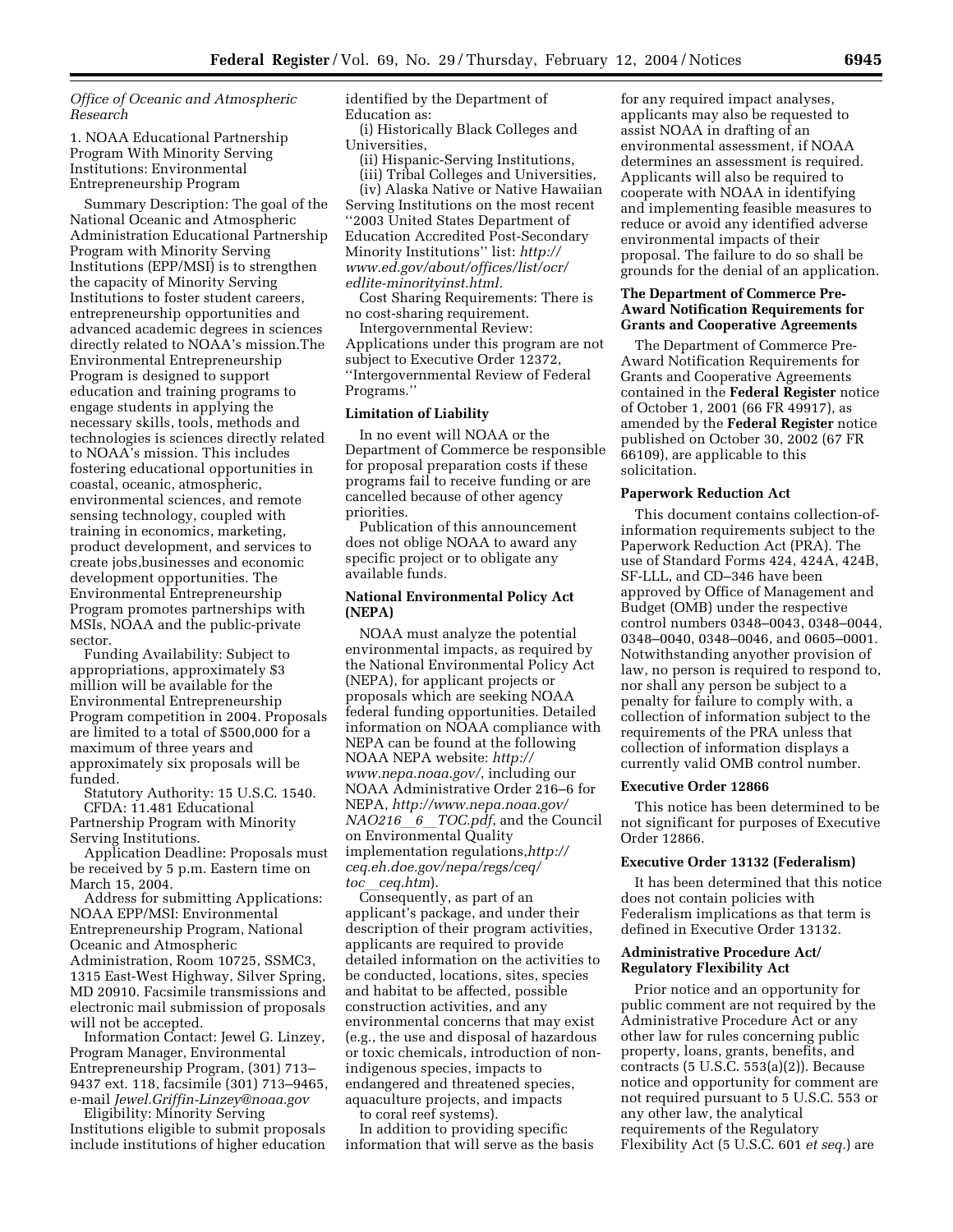*Office of Oceanic and Atmospheric Research*

1. NOAA Educational Partnership Program With Minority Serving Institutions: Environmental Entrepreneurship Program

Summary Description: The goal of the National Oceanic and Atmospheric Administration Educational Partnership Program with Minority Serving Institutions (EPP/MSI) is to strengthen the capacity of Minority Serving Institutions to foster student careers, entrepreneurship opportunities and advanced academic degrees in sciences directly related to NOAA's mission.The Environmental Entrepreneurship Program is designed to support education and training programs to engage students in applying the necessary skills, tools, methods and technologies is sciences directly related to NOAA's mission. This includes fostering educational opportunities in coastal, oceanic, atmospheric, environmental sciences, and remote sensing technology, coupled with training in economics, marketing, product development, and services to create jobs,businesses and economic development opportunities. The Environmental Entrepreneurship Program promotes partnerships with MSIs, NOAA and the public-private sector.

Funding Availability: Subject to appropriations, approximately $3 million will be available for the Environmental Entrepreneurship Program competition in 2004. Proposals are limited to a total of $500,000 for a maximum of three years and approximately six proposals will be funded.

Statutory Authority: 15 U.S.C. 1540.

CFDA: 11.481 Educational Partnership Program with Minority Serving Institutions.

Application Deadline: Proposals must be received by 5 p.m. Eastern time on March 15, 2004.

Address for submitting Applications: NOAA EPP/MSI: Environmental Entrepreneurship Program, National Oceanic and Atmospheric Administration, Room 10725, SSMC3, 1315 East-West Highway, Silver Spring, MD 20910. Facsimile transmissions and electronic mail submission of proposals will not be accepted.

Information Contact: Jewel G. Linzey, Program Manager, Environmental Entrepreneurship Program, (301) 713–9437 ext. 118, facsimile (301) 713–9465, e-mail *Jewel.Griffin-Linzey@noaa.gov*

Eligibility: Minority Serving Institutions eligible to submit proposals include institutions of higher education identified by the Department of Education as:

(i) Historically Black Colleges and Universities,

(ii) Hispanic-Serving Institutions,

(iii) Tribal Colleges and Universities,

(iv) Alaska Native or Native Hawaiian Serving Institutions on the most recent ''2003 United States Department of Education Accredited Post-Secondary Minority Institutions'' list: *http://www.ed.gov/about/offices/list/ocr/edlite-minorityinst.html.*

Cost Sharing Requirements: There is no cost-sharing requirement.

Intergovernmental Review: Applications under this program are not subject to Executive Order 12372, ''Intergovernmental Review of Federal Programs.''

**Limitation of Liability**

In no event will NOAA or the Department of Commerce be responsible for proposal preparation costs if these programs fail to receive funding or are cancelled because of other agency priorities.

Publication of this announcement does not oblige NOAA to award any specific project or to obligate any available funds.

**National Environmental Policy Act (NEPA)**

NOAA must analyze the potential environmental impacts, as required by the National Environmental Policy Act (NEPA), for applicant projects or proposals which are seeking NOAA federal funding opportunities. Detailed information on NOAA compliance with NEPA can be found at the following NOAA NEPA website: *http://www.nepa.noaa.gov/*, including our NOAA Administrative Order 216–6 for NEPA, *http://www.nepa.noaa.gov/NAO216_6_TOC.pdf*, and the Council on Environmental Quality implementation regulations,*http://ceq.eh.doe.gov/nepa/regs/ceq/toc_ceq.htm*).

Consequently, as part of an applicant's package, and under their description of their program activities, applicants are required to provide detailed information on the activities to be conducted, locations, sites, species and habitat to be affected, possible construction activities, and any environmental concerns that may exist (e.g., the use and disposal of hazardous or toxic chemicals, introduction of non-indigenous species, impacts to endangered and threatened species, aquaculture projects, and impacts to coral reef systems).

In addition to providing specific information that will serve as the basis for any required impact analyses, applicants may also be requested to assist NOAA in drafting of an environmental assessment, if NOAA determines an assessment is required. Applicants will also be required to cooperate with NOAA in identifying and implementing feasible measures to reduce or avoid any identified adverse environmental impacts of their proposal. The failure to do so shall be grounds for the denial of an application.

**The Department of Commerce Pre-Award Notification Requirements for Grants and Cooperative Agreements**

The Department of Commerce Pre-Award Notification Requirements for Grants and Cooperative Agreements contained in the **Federal Register** notice of October 1, 2001 (66 FR 49917), as amended by the **Federal Register** notice published on October 30, 2002 (67 FR 66109), are applicable to this solicitation.

**Paperwork Reduction Act**

This document contains collection-of-information requirements subject to the Paperwork Reduction Act (PRA). The use of Standard Forms 424, 424A, 424B, SF-LLL, and CD–346 have been approved by Office of Management and Budget (OMB) under the respective control numbers 0348–0043, 0348–0044, 0348–0040, 0348–0046, and 0605–0001. Notwithstanding anyother provision of law, no person is required to respond to, nor shall any person be subject to a penalty for failure to comply with, a collection of information subject to the requirements of the PRA unless that collection of information displays a currently valid OMB control number.

**Executive Order 12866**

This notice has been determined to be not significant for purposes of Executive Order 12866.

**Executive Order 13132 (Federalism)**

It has been determined that this notice does not contain policies with Federalism implications as that term is defined in Executive Order 13132.

**Administrative Procedure Act/ Regulatory Flexibility Act**

Prior notice and an opportunity for public comment are not required by the Administrative Procedure Act or any other law for rules concerning public property, loans, grants, benefits, and contracts (5 U.S.C. 553(a)(2)). Because notice and opportunity for comment are not required pursuant to 5 U.S.C. 553 or any other law, the analytical requirements of the Regulatory Flexibility Act (5 U.S.C. 601 *et seq.*) are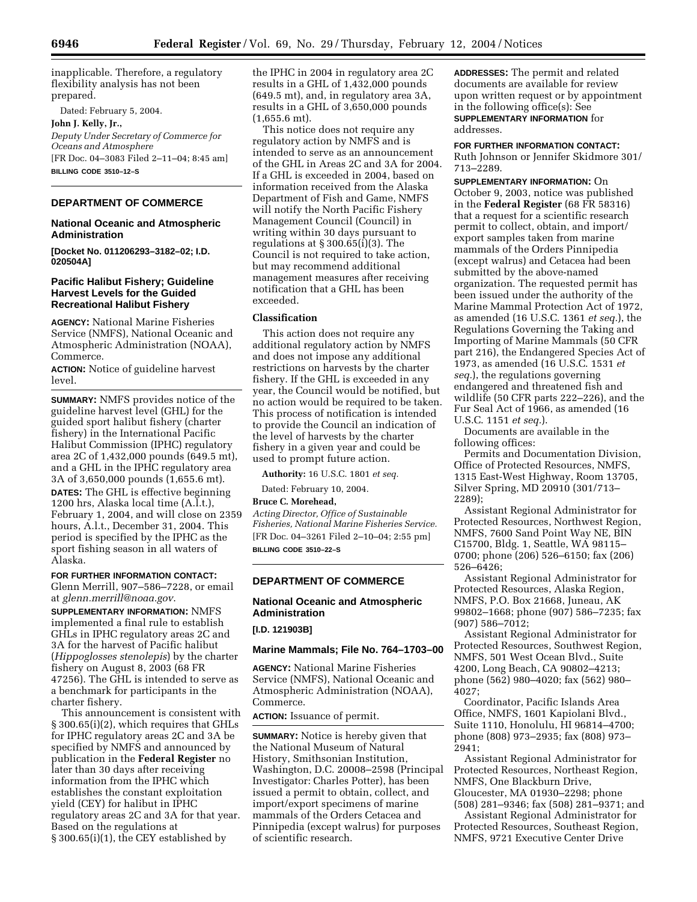inapplicable. Therefore, a regulatory flexibility analysis has not been prepared.

Dated: February 5, 2004.

**John J. Kelly, Jr.,**

*Deputy Under Secretary of Commerce for Oceans and Atmosphere*

[FR Doc. 04–3083 Filed 2–11–04; 8:45 am]

**BILLING CODE 3510–12–S**

## DEPARTMENT OF COMMERCE

### National Oceanic and Atmospheric Administration

**[Docket No. 011206293–3182–02; I.D. 020504A]**

### Pacific Halibut Fishery; Guideline Harvest Levels for the Guided Recreational Halibut Fishery

**AGENCY:** National Marine Fisheries Service (NMFS), National Oceanic and Atmospheric Administration (NOAA), Commerce.

**ACTION:** Notice of guideline harvest level.

**SUMMARY:** NMFS provides notice of the guideline harvest level (GHL) for the guided sport halibut fishery (charter fishery) in the International Pacific Halibut Commission (IPHC) regulatory area 2C of 1,432,000 pounds (649.5 mt), and a GHL in the IPHC regulatory area 3A of 3,650,000 pounds (1,655.6 mt).

**DATES:** The GHL is effective beginning 1200 hrs, Alaska local time (A.l.t.), February 1, 2004, and will close on 2359 hours, A.l.t., December 31, 2004. This period is specified by the IPHC as the sport fishing season in all waters of Alaska.

**FOR FURTHER INFORMATION CONTACT:** Glenn Merrill, 907–586–7228, or email at *glenn.merrill@noaa.gov*.

**SUPPLEMENTARY INFORMATION:** NMFS implemented a final rule to establish GHLs in IPHC regulatory areas 2C and 3A for the harvest of Pacific halibut (*Hippoglosses stenolepis*) by the charter fishery on August 8, 2003 (68 FR 47256). The GHL is intended to serve as a benchmark for participants in the charter fishery.

This announcement is consistent with § 300.65(i)(2), which requires that GHLs for IPHC regulatory areas 2C and 3A be specified by NMFS and announced by publication in the **Federal Register** no later than 30 days after receiving information from the IPHC which establishes the constant exploitation yield (CEY) for halibut in IPHC regulatory areas 2C and 3A for that year. Based on the regulations at § 300.65(i)(1), the CEY established by the IPHC in 2004 in regulatory area 2C results in a GHL of 1,432,000 pounds (649.5 mt), and, in regulatory area 3A, results in a GHL of 3,650,000 pounds (1,655.6 mt).

This notice does not require any regulatory action by NMFS and is intended to serve as an announcement of the GHL in Areas 2C and 3A for 2004. If a GHL is exceeded in 2004, based on information received from the Alaska Department of Fish and Game, NMFS will notify the North Pacific Fishery Management Council (Council) in writing within 30 days pursuant to regulations at § 300.65(i)(3). The Council is not required to take action, but may recommend additional management measures after receiving notification that a GHL has been exceeded.

#### Classification

This action does not require any additional regulatory action by NMFS and does not impose any additional restrictions on harvests by the charter fishery. If the GHL is exceeded in any year, the Council would be notified, but no action would be required to be taken. This process of notification is intended to provide the Council an indication of the level of harvests by the charter fishery in a given year and could be used to prompt future action.

**Authority:** 16 U.S.C. 1801 *et seq.*

Dated: February 10, 2004.

**Bruce C. Morehead,**

*Acting Director, Office of Sustainable Fisheries, National Marine Fisheries Service.*

[FR Doc. 04–3261 Filed 2–10–04; 2:55 pm]

**BILLING CODE 3510–22–S**

## DEPARTMENT OF COMMERCE

### National Oceanic and Atmospheric Administration

**[I.D. 121903B]**

### Marine Mammals; File No. 764–1703–00

**AGENCY:** National Marine Fisheries Service (NMFS), National Oceanic and Atmospheric Administration (NOAA), Commerce.

**ACTION:** Issuance of permit.

**SUMMARY:** Notice is hereby given that the National Museum of Natural History, Smithsonian Institution, Washington, D.C. 20008–2598 (Principal Investigator: Charles Potter), has been issued a permit to obtain, collect, and import/export specimens of marine mammals of the Orders Cetacea and Pinnipedia (except walrus) for purposes of scientific research.

**ADDRESSES:** The permit and related documents are available for review upon written request or by appointment in the following office(s): See **SUPPLEMENTARY INFORMATION** for addresses.

**FOR FURTHER INFORMATION CONTACT:** Ruth Johnson or Jennifer Skidmore 301/713–2289.

**SUPPLEMENTARY INFORMATION:** On October 9, 2003, notice was published in the **Federal Register** (68 FR 58316) that a request for a scientific research permit to collect, obtain, and import/export samples taken from marine mammals of the Orders Pinnipedia (except walrus) and Cetacea had been submitted by the above-named organization. The requested permit has been issued under the authority of the Marine Mammal Protection Act of 1972, as amended (16 U.S.C. 1361 *et seq.*), the Regulations Governing the Taking and Importing of Marine Mammals (50 CFR part 216), the Endangered Species Act of 1973, as amended (16 U.S.C. 1531 *et seq.*), the regulations governing endangered and threatened fish and wildlife (50 CFR parts 222–226), and the Fur Seal Act of 1966, as amended (16 U.S.C. 1151 *et seq.*).

Documents are available in the following offices:

Permits and Documentation Division, Office of Protected Resources, NMFS, 1315 East-West Highway, Room 13705, Silver Spring, MD 20910 (301/713–2289);

Assistant Regional Administrator for Protected Resources, Northwest Region, NMFS, 7600 Sand Point Way NE, BIN C15700, Bldg. 1, Seattle, WA 98115–0700; phone (206) 526–6150; fax (206) 526–6426;

Assistant Regional Administrator for Protected Resources, Alaska Region, NMFS, P.O. Box 21668, Juneau, AK 99802–1668; phone (907) 586–7235; fax (907) 586–7012;

Assistant Regional Administrator for Protected Resources, Southwest Region, NMFS, 501 West Ocean Blvd., Suite 4200, Long Beach, CA 90802–4213; phone (562) 980–4020; fax (562) 980–4027;

Coordinator, Pacific Islands Area Office, NMFS, 1601 Kapiolani Blvd., Suite 1110, Honolulu, HI 96814–4700; phone (808) 973–2935; fax (808) 973–2941;

Assistant Regional Administrator for Protected Resources, Northeast Region, NMFS, One Blackburn Drive, Gloucester, MA 01930–2298; phone (508) 281–9346; fax (508) 281–9371; and

Assistant Regional Administrator for Protected Resources, Southeast Region, NMFS, 9721 Executive Center Drive